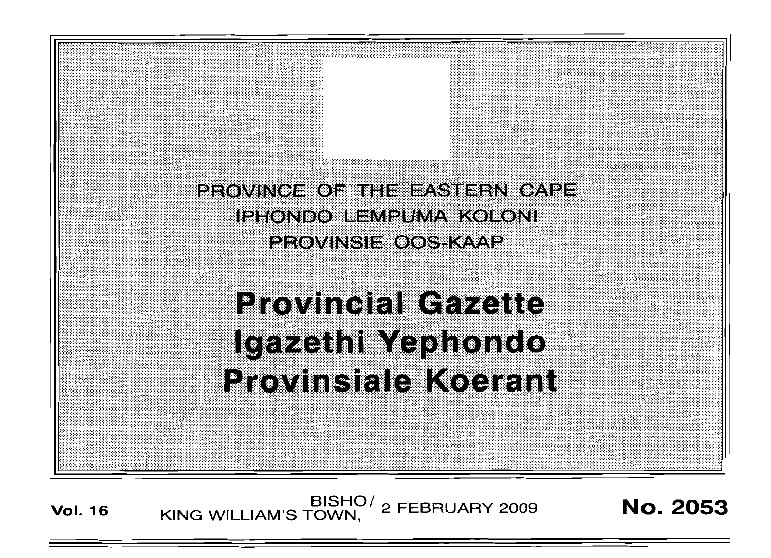PROVINCE OF THE EASTERN CAPE

IPHONDO LEMPUMA KOLONI

PROVINSIE OOS-KAAP

# Provincial Gazette
# Igazethi Yephondo
# Provinsiale Koerant

**Vol. 16** BISHO/ KING WILLIAM'S TOWN, 2 FEBRUARY 2009 **No. 2053**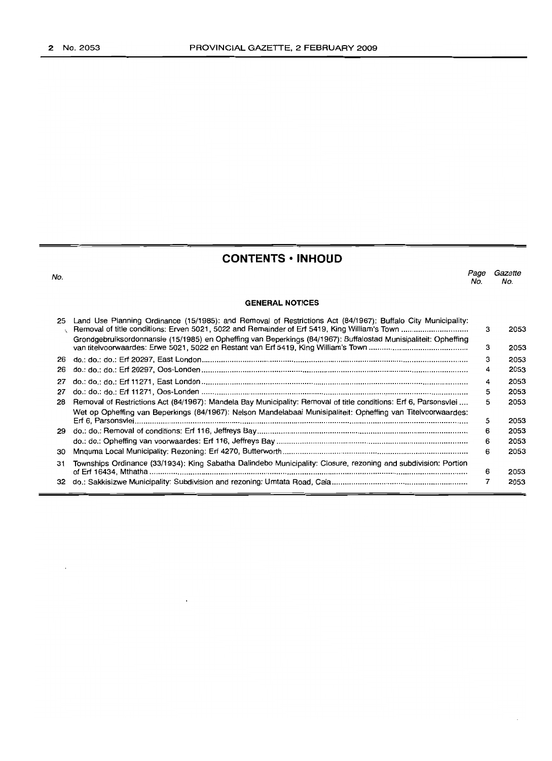## CONTENTS • INHOUD

| No. | | Page No. | Gazette No. |
|---|---|---|---|
| | **GENERAL NOTICES** | | |
| 25 | Land Use Planning Ordinance (15/1985): and Removal of Restrictions Act (84/1967): Buffalo City Municipality: Removal of title conditions: Erven 5021, 5022 and Remainder of Erf 5419, King William's Town | 3 | 2053 |
| | Grondgebruiksordonnansie (15/1985) en Opheffing van Beperkings (84/1967): Buffalostad Munisipaliteit: Opheffing van titelvoorwaardes: Erwe 5021, 5022 en Restant van Erf 5419, King William's Town | 3 | 2053 |
| 26 | do.: do.: do.: Erf 20297, East London | 3 | 2053 |
| 26 | do.: do.: do.: Erf 20297, Oos-Londen | 4 | 2053 |
| 27 | do.: do.: do.: Erf 11271, East London | 4 | 2053 |
| 27 | do.: do.: do.: Erf 11271, Oos-Londen | 5 | 2053 |
| 28 | Removal of Restrictions Act (84/1967): Mandela Bay Municipality: Removal of title conditions: Erf 6, Parsonsvlei | 5 | 2053 |
| | Wet op Opheffing van Beperkings (84/1967): Nelson Mandelabaai Munisipaliteit: Opheffing van Titelvoorwaardes: Erf 6, Parsonsvlei | 5 | 2053 |
| 29 | do.: do.: Removal of conditions: Erf 116, Jeffreys Bay | 6 | 2053 |
| | do.: do.: Opheffing van voorwaardes: Erf 116, Jeffreys Bay | 6 | 2053 |
| 30 | Mnquma Local Municipality: Rezoning: Erf 4270, Butterworth | 6 | 2053 |
| 31 | Townships Ordinance (33/1934): King Sabatha Dalindebo Municipality: Closure, rezoning and subdivision: Portion of Erf 16434, Mthatha | 6 | 2053 |
| 32 | do.: Sakkisizwe Municipality: Subdivision and rezoning: Umtata Road, Cala | 7 | 2053 |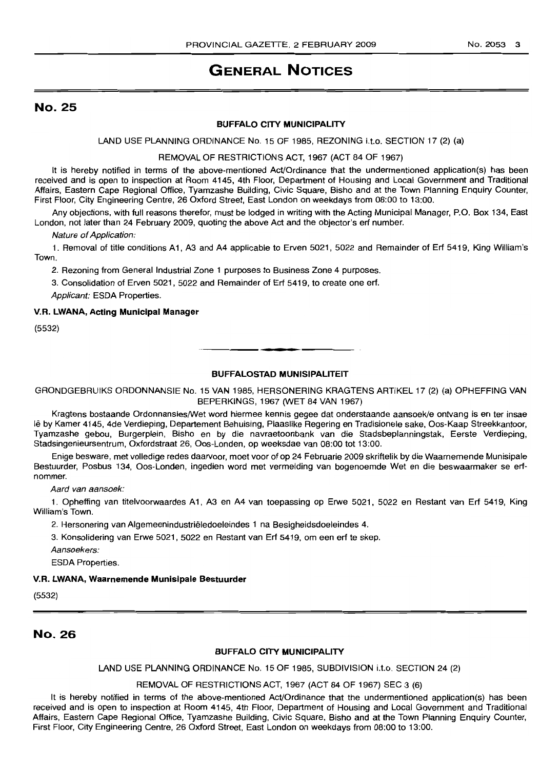# GENERAL NOTICES

## No. 25

**BUFFALO CITY MUNICIPALITY**

LAND USE PLANNING ORDINANCE No. 15 OF 1985, REZONING i.t.o. SECTION 17 (2) (a)

REMOVAL OF RESTRICTIONS ACT, 1967 (ACT 84 OF 1967)

It is hereby notified in terms of the above-mentioned Act/Ordinance that the undermentioned application(s) has been received and is open to inspection at Room 4145, 4th Floor, Department of Housing and Local Government and Traditional Affairs, Eastern Cape Regional Office, Tyamzashe Building, Civic Square, Bisho and at the Town Planning Enquiry Counter, First Floor, City Engineering Centre, 26 Oxford Street, East London on weekdays from 08:00 to 13:00.

Any objections, with full reasons therefor, must be lodged in writing with the Acting Municipal Manager, P.O. Box 134, East London, not later than 24 February 2009, quoting the above Act and the objector's erf number.

*Nature of Application:*

1. Removal of title conditions A1, A3 and A4 applicable to Erven 5021, 5022 and Remainder of Erf 5419, King William's Town.

2. Rezoning from General Industrial Zone 1 purposes to Business Zone 4 purposes.

3. Consolidation of Erven 5021, 5022 and Remainder of Erf 5419, to create one erf.

*Applicant:* ESDA Properties.

**V.R. LWANA, Acting Municipal Manager**

(5532)

---

**BUFFALOSTAD MUNISIPALITEIT**

GRONDGEBRUIKS ORDONNANSIE No. 15 VAN 1985, HERSONERING KRAGTENS ARTIKEL 17 (2) (a) OPHEFFING VAN BEPERKINGS, 1967 (WET 84 VAN 1967)

Kragtens bostaande Ordonnansies/Wet word hiermee kennis gegee dat onderstaande aansoek/e ontvang is en ter insae lê by Kamer 4145, 4de Verdieping, Departement Behuising, Plaaslike Regering en Tradisionele sake, Oos-Kaap Streekkantoor, Tyamzashe gebou, Burgerplein, Bisho en by die navraetoonbank van die Stadsbeplanningstak, Eerste Verdieping, Stadsingenieursentrum, Oxfordstraat 26, Oos-Londen, op weeksdae van 08:00 tot 13:00.

Enige besware, met volledige redes daarvoor, moet voor of op 24 Februarie 2009 skriftelik by die Waarnemende Munisipale Bestuurder, Posbus 134, Oos-Londen, ingedien word met vermelding van bogenoemde Wet en die beswaarmaker se erfnommer.

*Aard van aansoek:*

1. Opheffing van titelvoorwaardes A1, A3 en A4 van toepassing op Erwe 5021, 5022 en Restant van Erf 5419, King William's Town.

2. Hersonering van Algemeenindustriëledoeleindes 1 na Besigheidsdoeleindes 4.

3. Konsolidering van Erwe 5021, 5022 en Restant van Erf 5419, om een erf te skep.

*Aansoekers:*

ESDA Properties.

**V.R. LWANA, Waarnemende Munisipale Bestuurder**

(5532)

---

## No. 26

**BUFFALO CITY MUNICIPALITY**

LAND USE PLANNING ORDINANCE No. 15 OF 1985, SUBDIVISION i.t.o. SECTION 24 (2)

REMOVAL OF RESTRICTIONS ACT, 1967 (ACT 84 OF 1967) SEC 3 (6)

It is hereby notified in terms of the above-mentioned Act/Ordinance that the undermentioned application(s) has been received and is open to inspection at Room 4145, 4th Floor, Department of Housing and Local Government and Traditional Affairs, Eastern Cape Regional Office, Tyamzashe Building, Civic Square, Bisho and at the Town Planning Enquiry Counter, First Floor, City Engineering Centre, 26 Oxford Street, East London on weekdays from 08:00 to 13:00.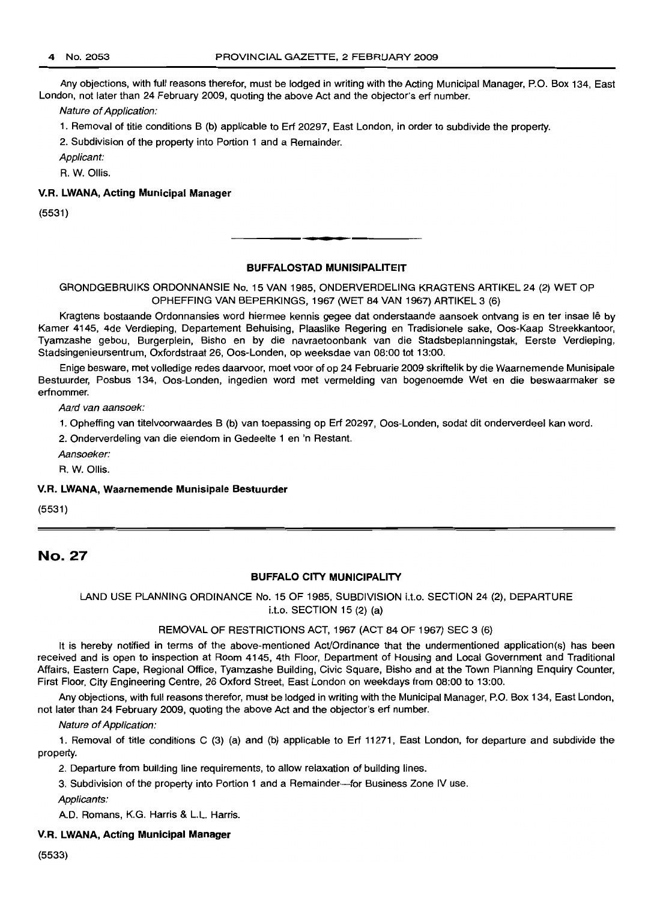Any objections, with full reasons therefor, must be lodged in writing with the Acting Municipal Manager, P.O. Box 134, East London, not later than 24 February 2009, quoting the above Act and the objector's erf number.

*Nature of Application:*

1. Removal of title conditions B (b) applicable to Erf 20297, East London, in order to subdivide the property.

2. Subdivision of the property into Portion 1 and a Remainder.

*Applicant:*

R. W. Ollis.

**V.R. LWANA, Acting Municipal Manager**

(5531)

---

**BUFFALOSTAD MUNISIPALITEIT**

GRONDGEBRUIKS ORDONNANSIE No. 15 VAN 1985, ONDERVERDELING KRAGTENS ARTIKEL 24 (2) WET OP OPHEFFING VAN BEPERKINGS, 1967 (WET 84 VAN 1967) ARTIKEL 3 (6)

Kragtens bostaande Ordonnansies word hiermee kennis gegee dat onderstaande aansoek ontvang is en ter insae lê by Kamer 4145, 4de Verdieping, Departement Behuising, Plaaslike Regering en Tradisionele sake, Oos-Kaap Streekkantoor, Tyamzashe gebou, Burgerplein, Bisho en by die navraetoonbank van die Stadsbeplanningstak, Eerste Verdieping, Stadsingenieursentrum, Oxfordstraat 26, Oos-Londen, op weeksdae van 08:00 tot 13:00.

Enige besware, met volledige redes daarvoor, moet voor of op 24 Februarie 2009 skriftelik by die Waarnemende Munisipale Bestuurder, Posbus 134, Oos-Londen, ingedien word met vermelding van bogenoemde Wet en die beswaarmaker se erfnommer.

*Aard van aansoek:*

1. Opheffing van titelvoorwaardes B (b) van toepassing op Erf 20297, Oos-Londen, sodat dit onderverdeel kan word.

2. Onderverdeling van die eiendom in Gedeelte 1 en 'n Restant.

*Aansoeker:*

R. W. Ollis.

**V.R. LWANA, Waarnemende Munisipale Bestuurder**

(5531)

---

## No. 27

**BUFFALO CITY MUNICIPALITY**

LAND USE PLANNING ORDINANCE No. 15 OF 1985, SUBDIVISION i.t.o. SECTION 24 (2), DEPARTURE i.t.o. SECTION 15 (2) (a)

REMOVAL OF RESTRICTIONS ACT, 1967 (ACT 84 OF 1967) SEC 3 (6)

It is hereby notified in terms of the above-mentioned Act/Ordinance that the undermentioned application(s) has been received and is open to inspection at Room 4145, 4th Floor, Department of Housing and Local Government and Traditional Affairs, Eastern Cape, Regional Office, Tyamzashe Building, Civic Square, Bisho and at the Town Planning Enquiry Counter, First Floor, City Engineering Centre, 26 Oxford Street, East London on weekdays from 08:00 to 13:00.

Any objections, with full reasons therefor, must be lodged in writing with the Municipal Manager, P.O. Box 134, East London, not later than 24 February 2009, quoting the above Act and the objector's erf number.

*Nature of Application:*

1. Removal of title conditions C (3) (a) and (b) applicable to Erf 11271, East London, for departure and subdivide the property.

2. Departure from building line requirements, to allow relaxation of building lines.

3. Subdivision of the property into Portion 1 and a Remainder—for Business Zone IV use.

*Applicants:*

A.D. Romans, K.G. Harris & L.L. Harris.

**V.R. LWANA, Acting Municipal Manager**

(5533)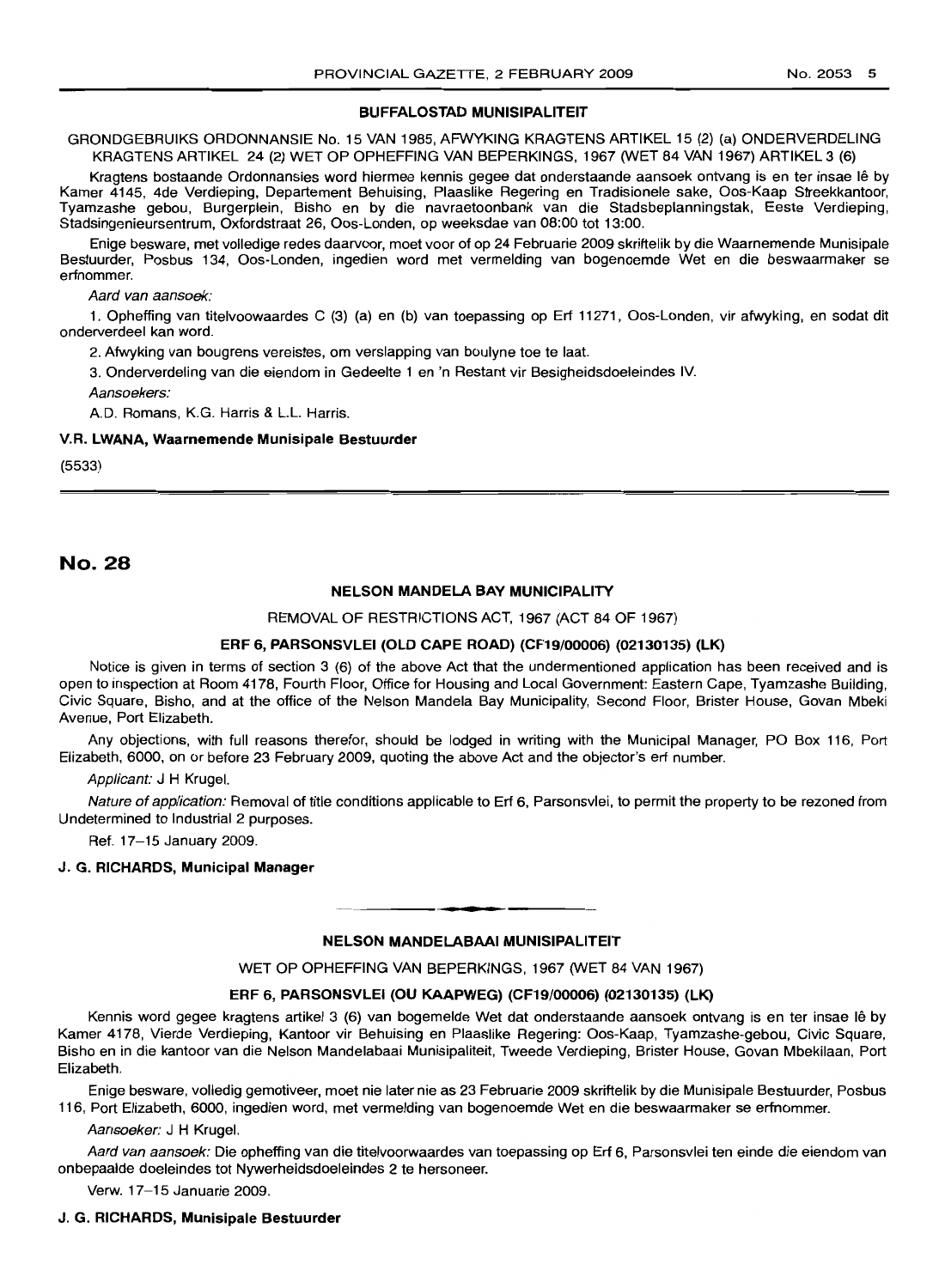### BUFFALOSTAD MUNISIPALITEIT

GRONDGEBRUIKS ORDONNANSIE No. 15 VAN 1985, AFWYKING KRAGTENS ARTIKEL 15 (2) (a) ONDERVERDELING KRAGTENS ARTIKEL 24 (2) WET OP OPHEFFING VAN BEPERKINGS, 1967 (WET 84 VAN 1967) ARTIKEL 3 (6)

Kragtens bostaande Ordonnansies word hiermee kennis gegee dat onderstaande aansoek ontvang is en ter insae lê by Kamer 4145, 4de Verdieping, Departement Behuising, Plaaslike Regering en Tradisionele sake, Oos-Kaap Streekkantoor, Tyamzashe gebou, Burgerplein, Bisho en by die navraetoonbank van die Stadsbeplanningstak, Eeste Verdieping, Stadsingenieursentrum, Oxfordstraat 26, Oos-Londen, op weeksdae van 08:00 tot 13:00.

Enige besware, met volledige redes daarvoor, moet voor of op 24 Februarie 2009 skriftelik by die Waarnemende Munisipale Bestuurder, Posbus 134, Oos-Londen, ingedien word met vermelding van bogenoemde Wet en die beswaarmaker se erfnommer.

*Aard van aansoek:*

1. Opheffing van titelvoowaardes C (3) (a) en (b) van toepassing op Erf 11271, Oos-Londen, vir afwyking, en sodat dit onderverdeel kan word.

2. Afwyking van bougrens vereistes, om verslapping van boulyne toe te laat.

3. Onderverdeling van die eiendom in Gedeelte 1 en 'n Restant vir Besigheidsdoeleindes IV.

*Aansoekers:*

A.D. Romans, K.G. Harris & L.L. Harris.

**V.R. LWANA, Waarnemende Munisipale Bestuurder**

(5533)

## No. 28

### NELSON MANDELA BAY MUNICIPALITY

REMOVAL OF RESTRICTIONS ACT, 1967 (ACT 84 OF 1967)

**ERF 6, PARSONSVLEI (OLD CAPE ROAD) (CF19/00006) (02130135) (LK)**

Notice is given in terms of section 3 (6) of the above Act that the undermentioned application has been received and is open to inspection at Room 4178, Fourth Floor, Office for Housing and Local Government: Eastern Cape, Tyamzashe Building, Civic Square, Bisho, and at the office of the Nelson Mandela Bay Municipality, Second Floor, Brister House, Govan Mbeki Avenue, Port Elizabeth.

Any objections, with full reasons therefor, should be lodged in writing with the Municipal Manager, PO Box 116, Port Elizabeth, 6000, on or before 23 February 2009, quoting the above Act and the objector's erf number.

*Applicant:* J H Krugel.

*Nature of application:* Removal of title conditions applicable to Erf 6, Parsonsvlei, to permit the property to be rezoned from Undetermined to Industrial 2 purposes.

Ref. 17–15 January 2009.

**J. G. RICHARDS, Municipal Manager**

---

### NELSON MANDELABAAI MUNISIPALITEIT

WET OP OPHEFFING VAN BEPERKINGS, 1967 (WET 84 VAN 1967)

**ERF 6, PARSONSVLEI (OU KAAPWEG) (CF19/00006) (02130135) (LK)**

Kennis word gegee kragtens artikel 3 (6) van bogemelde Wet dat onderstaande aansoek ontvang is en ter insae lê by Kamer 4178, Vierde Verdieping, Kantoor vir Behuising en Plaaslike Regering: Oos-Kaap, Tyamzashe-gebou, Civic Square, Bisho en in die kantoor van die Nelson Mandelabaai Munisipaliteit, Tweede Verdieping, Brister House, Govan Mbekilaan, Port Elizabeth.

Enige besware, volledig gemotiveer, moet nie later nie as 23 Februarie 2009 skriftelik by die Munisipale Bestuurder, Posbus 116, Port Elizabeth, 6000, ingedien word, met vermelding van bogenoemde Wet en die beswaarmaker se erfnommer.

*Aansoeker:* J H Krugel.

*Aard van aansoek:* Die opheffing van die titelvoorwaardes van toepassing op Erf 6, Parsonsvlei ten einde die eiendom van onbepaalde doeleindes tot Nywerheidsdoeleindes 2 te hersoneer.

Verw. 17–15 Januarie 2009.

**J. G. RICHARDS, Munisipale Bestuurder**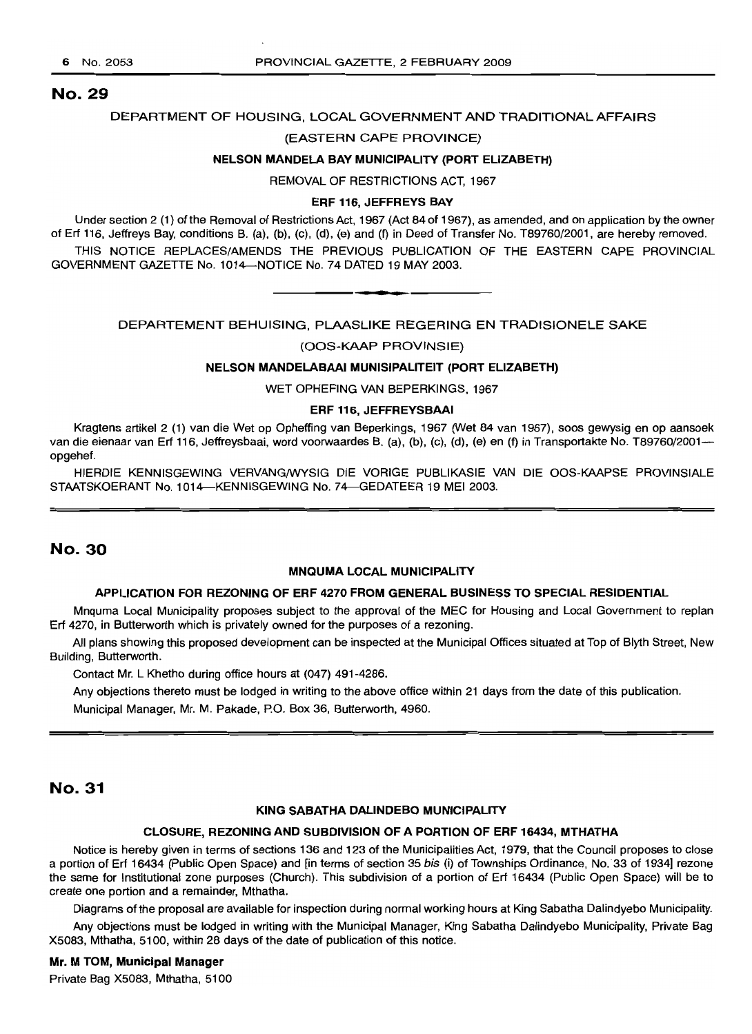## No. 29

DEPARTMENT OF HOUSING, LOCAL GOVERNMENT AND TRADITIONAL AFFAIRS

(EASTERN CAPE PROVINCE)

**NELSON MANDELA BAY MUNICIPALITY (PORT ELIZABETH)**

REMOVAL OF RESTRICTIONS ACT, 1967

**ERF 116, JEFFREYS BAY**

Under section 2 (1) of the Removal of Restrictions Act, 1967 (Act 84 of 1967), as amended, and on application by the owner of Erf 116, Jeffreys Bay, conditions B. (a), (b), (c), (d), (e) and (f) in Deed of Transfer No. T89760/2001, are hereby removed.

THIS NOTICE REPLACES/AMENDS THE PREVIOUS PUBLICATION OF THE EASTERN CAPE PROVINCIAL GOVERNMENT GAZETTE No. 1014—NOTICE No. 74 DATED 19 MAY 2003.

---

DEPARTEMENT BEHUISING, PLAASLIKE REGERING EN TRADISIONELE SAKE

(OOS-KAAP PROVINSIE)

**NELSON MANDELABAAI MUNISIPALITEIT (PORT ELIZABETH)**

WET OPHEFING VAN BEPERKINGS, 1967

**ERF 116, JEFFREYSBAAI**

Kragtens artikel 2 (1) van die Wet op Opheffing van Beperkings, 1967 (Wet 84 van 1967), soos gewysig en op aansoek van die eienaar van Erf 116, Jeffreysbaai, word voorwaardes B. (a), (b), (c), (d), (e) en (f) in Transportakte No. T89760/2001—opgehef.

HIERDIE KENNISGEWING VERVANG/WYSIG DIE VORIGE PUBLIKASIE VAN DIE OOS-KAAPSE PROVINSIALE STAATSKOERANT No. 1014—KENNISGEWING No. 74—GEDATEER 19 MEI 2003.

## No. 30

**MNQUMA LOCAL MUNICIPALITY**

**APPLICATION FOR REZONING OF ERF 4270 FROM GENERAL BUSINESS TO SPECIAL RESIDENTIAL**

Mnquma Local Municipality proposes subject to the approval of the MEC for Housing and Local Government to replan Erf 4270, in Butterworth which is privately owned for the purposes of a rezoning.

All plans showing this proposed development can be inspected at the Municipal Offices situated at Top of Blyth Street, New Building, Butterworth.

Contact Mr. L Khetho during office hours at (047) 491-4286.

Any objections thereto must be lodged in writing to the above office within 21 days from the date of this publication.

Municipal Manager, Mr. M. Pakade, P.O. Box 36, Butterworth, 4960.

## No. 31

**KING SABATHA DALINDEBO MUNICIPALITY**

**CLOSURE, REZONING AND SUBDIVISION OF A PORTION OF ERF 16434, MTHATHA**

Notice is hereby given in terms of sections 136 and 123 of the Municipalities Act, 1979, that the Council proposes to close a portion of Erf 16434 (Public Open Space) and [in terms of section 35 *bis* (i) of Townships Ordinance, No. 33 of 1934] rezone the same for Institutional zone purposes (Church). This subdivision of a portion of Erf 16434 (Public Open Space) will be to create one portion and a remainder, Mthatha.

Diagrams of the proposal are available for inspection during normal working hours at King Sabatha Dalindyebo Municipality.

Any objections must be lodged in writing with the Municipal Manager, King Sabatha Dalindyebo Municipality, Private Bag X5083, Mthatha, 5100, within 28 days of the date of publication of this notice.

**Mr. M TOM, Municipal Manager**

Private Bag X5083, Mthatha, 5100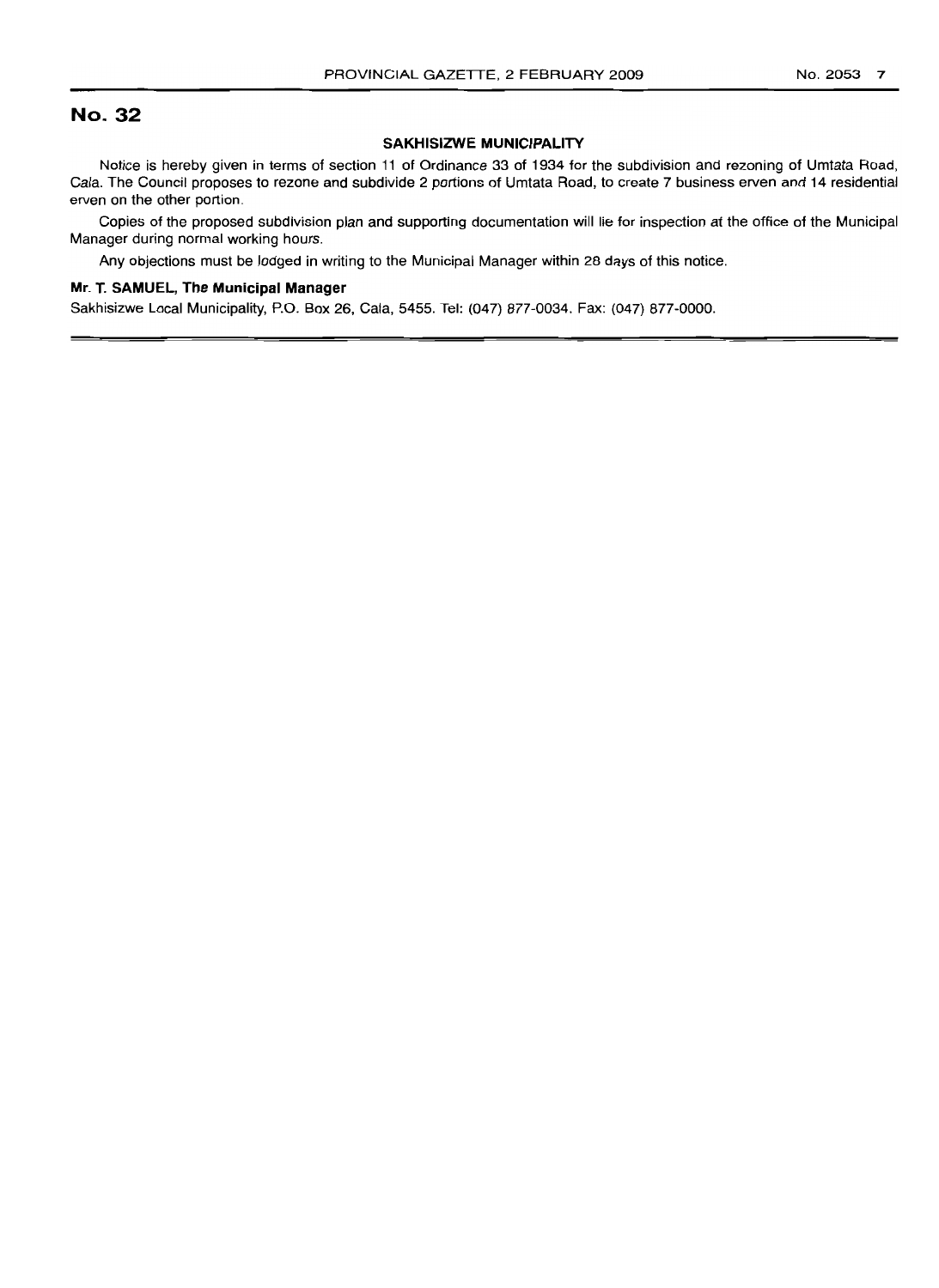## No. 32

**SAKHISIZWE MUNICIPALITY**

Notice is hereby given in terms of section 11 of Ordinance 33 of 1934 for the subdivision and rezoning of Umtata Road, Cala. The Council proposes to rezone and subdivide 2 portions of Umtata Road, to create 7 business erven and 14 residential erven on the other portion.

Copies of the proposed subdivision plan and supporting documentation will lie for inspection at the office of the Municipal Manager during normal working hours.

Any objections must be lodged in writing to the Municipal Manager within 28 days of this notice.

**Mr. T. SAMUEL, The Municipal Manager**

Sakhisizwe Local Municipality, P.O. Box 26, Cala, 5455. Tel: (047) 877-0034. Fax: (047) 877-0000.